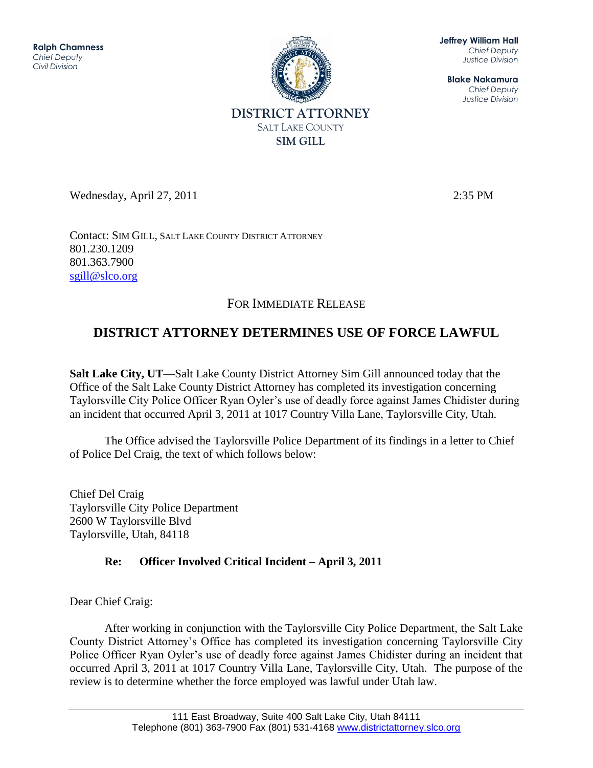**Ralph Chamness**
*Chief Deputy*
*Civil Division*

**Jeffrey William Hall**
*Chief Deputy*
*Justice Division*

**Blake Nakamura**
*Chief Deputy*
*Justice Division*

DISTRICT ATTORNEY
SALT LAKE COUNTY
SIM GILL

Wednesday, April 27, 2011 2:35 PM

Contact: SIM GILL, SALT LAKE COUNTY DISTRICT ATTORNEY
801.230.1209
801.363.7900
sgill@slco.org

FOR IMMEDIATE RELEASE

## DISTRICT ATTORNEY DETERMINES USE OF FORCE LAWFUL

**Salt Lake City, UT**—Salt Lake County District Attorney Sim Gill announced today that the Office of the Salt Lake County District Attorney has completed its investigation concerning Taylorsville City Police Officer Ryan Oyler's use of deadly force against James Chidister during an incident that occurred April 3, 2011 at 1017 Country Villa Lane, Taylorsville City, Utah.

The Office advised the Taylorsville Police Department of its findings in a letter to Chief of Police Del Craig, the text of which follows below:

Chief Del Craig
Taylorsville City Police Department
2600 W Taylorsville Blvd
Taylorsville, Utah, 84118

**Re: Officer Involved Critical Incident – April 3, 2011**

Dear Chief Craig:

After working in conjunction with the Taylorsville City Police Department, the Salt Lake County District Attorney's Office has completed its investigation concerning Taylorsville City Police Officer Ryan Oyler's use of deadly force against James Chidister during an incident that occurred April 3, 2011 at 1017 Country Villa Lane, Taylorsville City, Utah. The purpose of the review is to determine whether the force employed was lawful under Utah law.

111 East Broadway, Suite 400 Salt Lake City, Utah 84111
Telephone (801) 363-7900 Fax (801) 531-4168 www.districtattorney.slco.org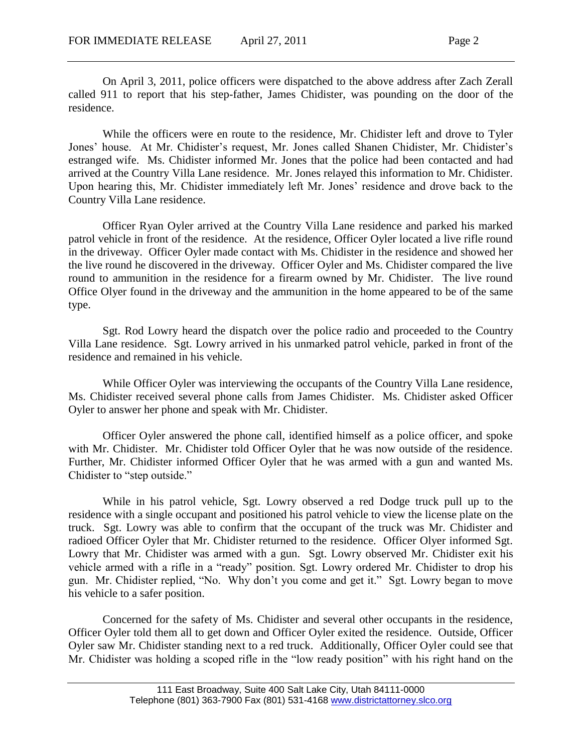On April 3, 2011, police officers were dispatched to the above address after Zach Zerall called 911 to report that his step-father, James Chidister, was pounding on the door of the residence.

While the officers were en route to the residence, Mr. Chidister left and drove to Tyler Jones' house. At Mr. Chidister's request, Mr. Jones called Shanen Chidister, Mr. Chidister's estranged wife. Ms. Chidister informed Mr. Jones that the police had been contacted and had arrived at the Country Villa Lane residence. Mr. Jones relayed this information to Mr. Chidister. Upon hearing this, Mr. Chidister immediately left Mr. Jones' residence and drove back to the Country Villa Lane residence.

Officer Ryan Oyler arrived at the Country Villa Lane residence and parked his marked patrol vehicle in front of the residence. At the residence, Officer Oyler located a live rifle round in the driveway. Officer Oyler made contact with Ms. Chidister in the residence and showed her the live round he discovered in the driveway. Officer Oyler and Ms. Chidister compared the live round to ammunition in the residence for a firearm owned by Mr. Chidister. The live round Office Olyer found in the driveway and the ammunition in the home appeared to be of the same type.

Sgt. Rod Lowry heard the dispatch over the police radio and proceeded to the Country Villa Lane residence. Sgt. Lowry arrived in his unmarked patrol vehicle, parked in front of the residence and remained in his vehicle.

While Officer Oyler was interviewing the occupants of the Country Villa Lane residence, Ms. Chidister received several phone calls from James Chidister. Ms. Chidister asked Officer Oyler to answer her phone and speak with Mr. Chidister.

Officer Oyler answered the phone call, identified himself as a police officer, and spoke with Mr. Chidister. Mr. Chidister told Officer Oyler that he was now outside of the residence. Further, Mr. Chidister informed Officer Oyler that he was armed with a gun and wanted Ms. Chidister to "step outside."

While in his patrol vehicle, Sgt. Lowry observed a red Dodge truck pull up to the residence with a single occupant and positioned his patrol vehicle to view the license plate on the truck. Sgt. Lowry was able to confirm that the occupant of the truck was Mr. Chidister and radioed Officer Oyler that Mr. Chidister returned to the residence. Officer Olyer informed Sgt. Lowry that Mr. Chidister was armed with a gun. Sgt. Lowry observed Mr. Chidister exit his vehicle armed with a rifle in a "ready" position. Sgt. Lowry ordered Mr. Chidister to drop his gun. Mr. Chidister replied, "No. Why don't you come and get it." Sgt. Lowry began to move his vehicle to a safer position.

Concerned for the safety of Ms. Chidister and several other occupants in the residence, Officer Oyler told them all to get down and Officer Oyler exited the residence. Outside, Officer Oyler saw Mr. Chidister standing next to a red truck. Additionally, Officer Oyler could see that Mr. Chidister was holding a scoped rifle in the "low ready position" with his right hand on the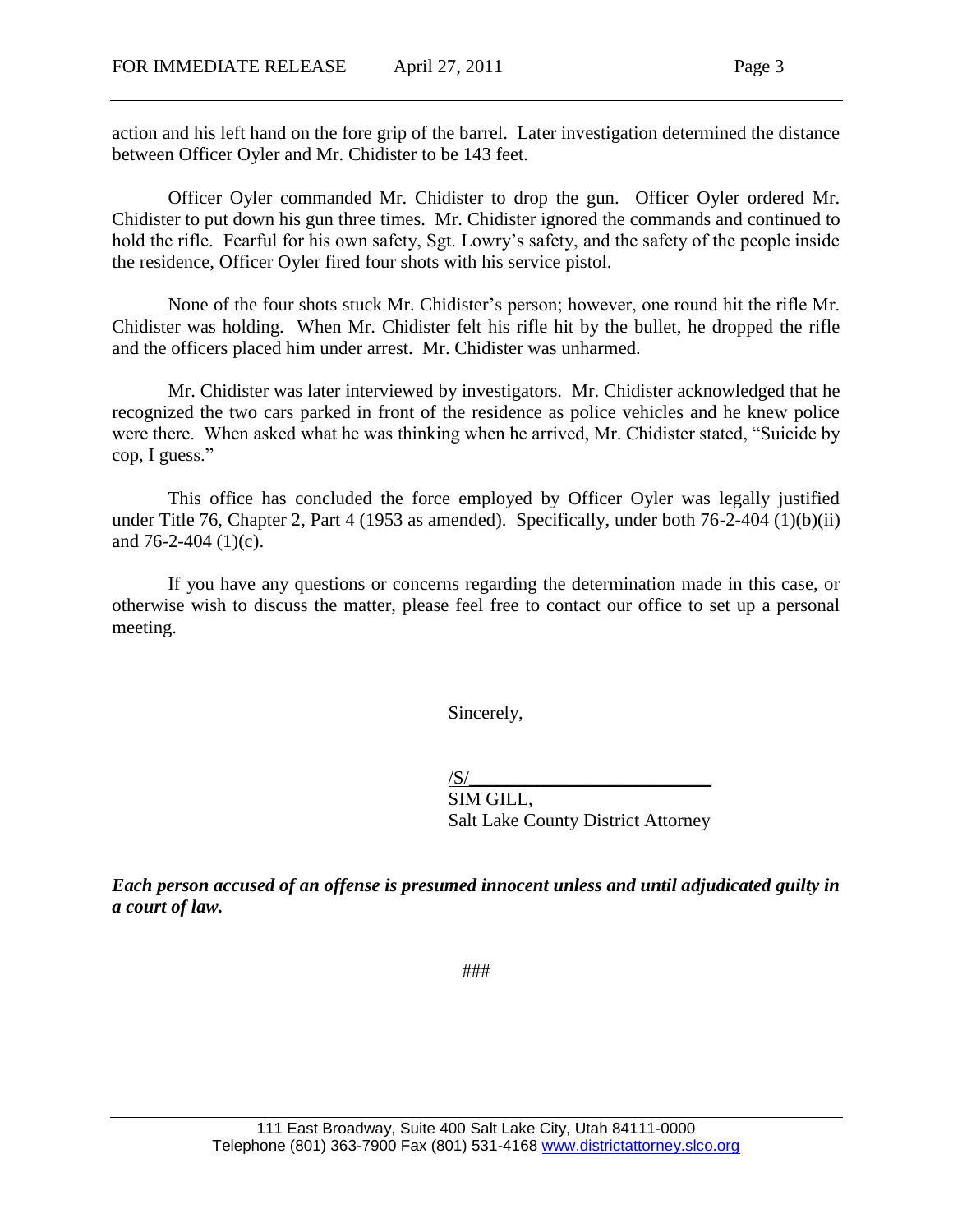action and his left hand on the fore grip of the barrel. Later investigation determined the distance between Officer Oyler and Mr. Chidister to be 143 feet.

Officer Oyler commanded Mr. Chidister to drop the gun. Officer Oyler ordered Mr. Chidister to put down his gun three times. Mr. Chidister ignored the commands and continued to hold the rifle. Fearful for his own safety, Sgt. Lowry's safety, and the safety of the people inside the residence, Officer Oyler fired four shots with his service pistol.

None of the four shots stuck Mr. Chidister's person; however, one round hit the rifle Mr. Chidister was holding. When Mr. Chidister felt his rifle hit by the bullet, he dropped the rifle and the officers placed him under arrest. Mr. Chidister was unharmed.

Mr. Chidister was later interviewed by investigators. Mr. Chidister acknowledged that he recognized the two cars parked in front of the residence as police vehicles and he knew police were there. When asked what he was thinking when he arrived, Mr. Chidister stated, "Suicide by cop, I guess."

This office has concluded the force employed by Officer Oyler was legally justified under Title 76, Chapter 2, Part 4 (1953 as amended). Specifically, under both 76-2-404 (1)(b)(ii) and 76-2-404 (1)(c).

If you have any questions or concerns regarding the determination made in this case, or otherwise wish to discuss the matter, please feel free to contact our office to set up a personal meeting.

Sincerely,

/S/\_\_\_\_\_\_\_\_\_\_\_\_\_\_\_\_\_\_\_\_\_\_\_\_\_\_
SIM GILL,
Salt Lake County District Attorney

***Each person accused of an offense is presumed innocent unless and until adjudicated guilty in a court of law.***

###

111 East Broadway, Suite 400 Salt Lake City, Utah 84111-0000
Telephone (801) 363-7900 Fax (801) 531-4168 www.districtattorney.slco.org